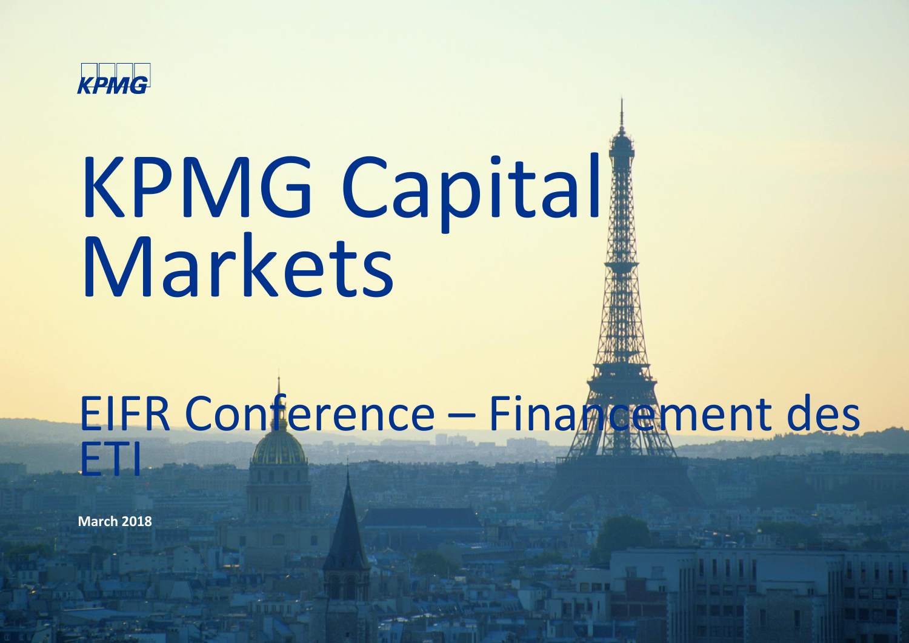KPMG

# KPMG Capital Markets

## EIFR Conference – Financement des ETI

**March 2018**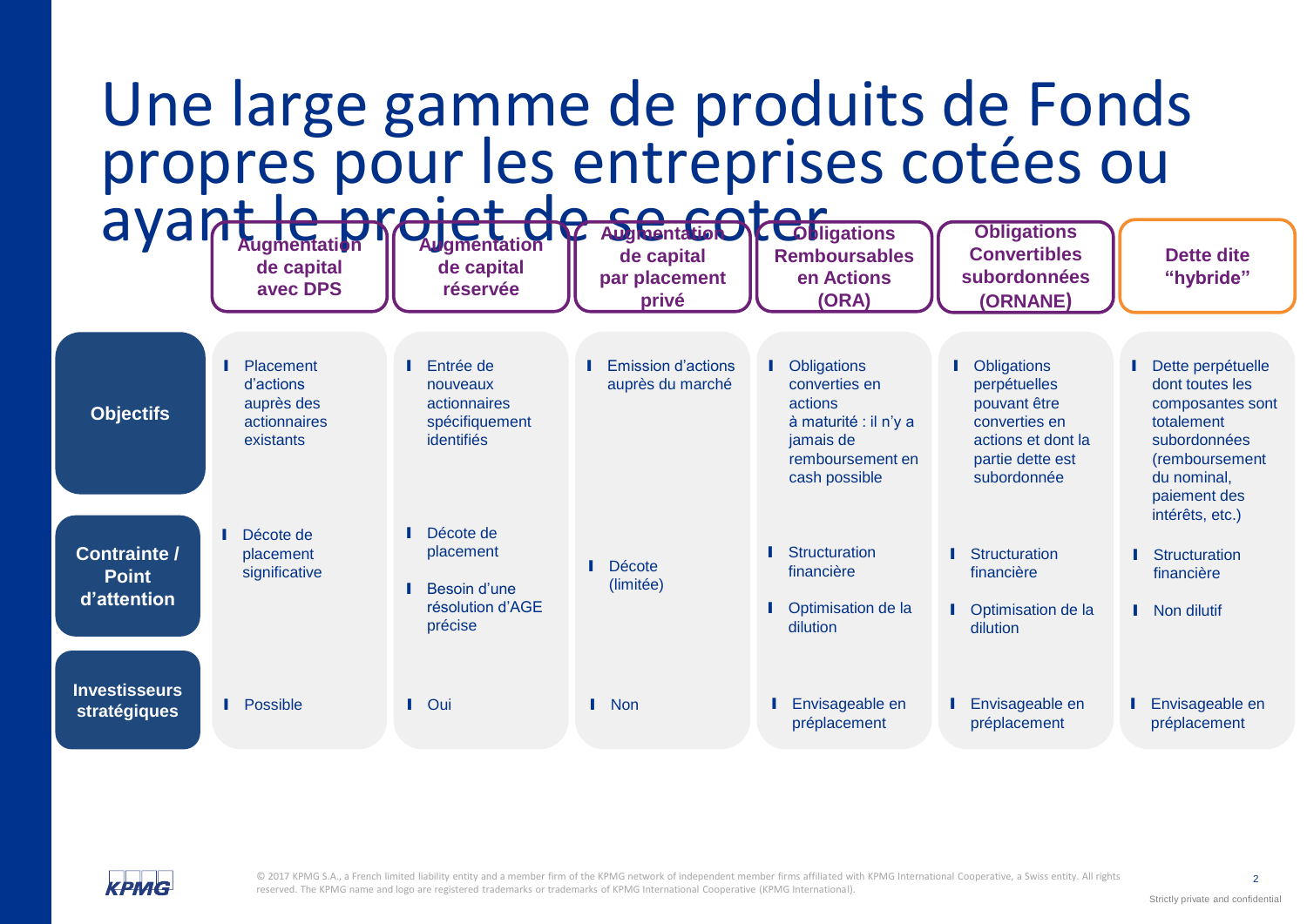# Une large gamme de produits de Fonds propres pour les entreprises cotées ou ayant le projet de se coter

| | Augmentation de capital avec DPS | Augmentation de capital réservée | Augmentation de capital par placement privé | Obligations Remboursables en Actions (ORA) | Obligations Convertibles subordonnées (ORNANE) | Dette dite "hybride" |
|---|---|---|---|---|---|---|
| **Objectifs** | Placement d'actions auprès des actionnaires existants | Entrée de nouveaux actionnaires spécifiquement identifiés | Emission d'actions auprès du marché | Obligations converties en actions à maturité : il n'y a jamais de remboursement en cash possible | Obligations perpétuelles pouvant être converties en actions et dont la partie dette est subordonnée | Dette perpétuelle dont toutes les composantes sont totalement subordonnées (remboursement du nominal, paiement des intérêts, etc.) |
| **Contrainte / Point d'attention** | Décote de placement significative | Décote de placement<br>Besoin d'une résolution d'AGE précise | Décote (limitée) | Structuration financière<br>Optimisation de la dilution | Structuration financière<br>Optimisation de la dilution | Structuration financière<br>Non dilutif |
| **Investisseurs stratégiques** | Possible | Oui | Non | Envisageable en préplacement | Envisageable en préplacement | Envisageable en préplacement |

© 2017 KPMG S.A., a French limited liability entity and a member firm of the KPMG network of independent member firms affiliated with KPMG International Cooperative, a Swiss entity. All rights reserved. The KPMG name and logo are registered trademarks or trademarks of KPMG International Cooperative (KPMG International).

Strictly private and confidential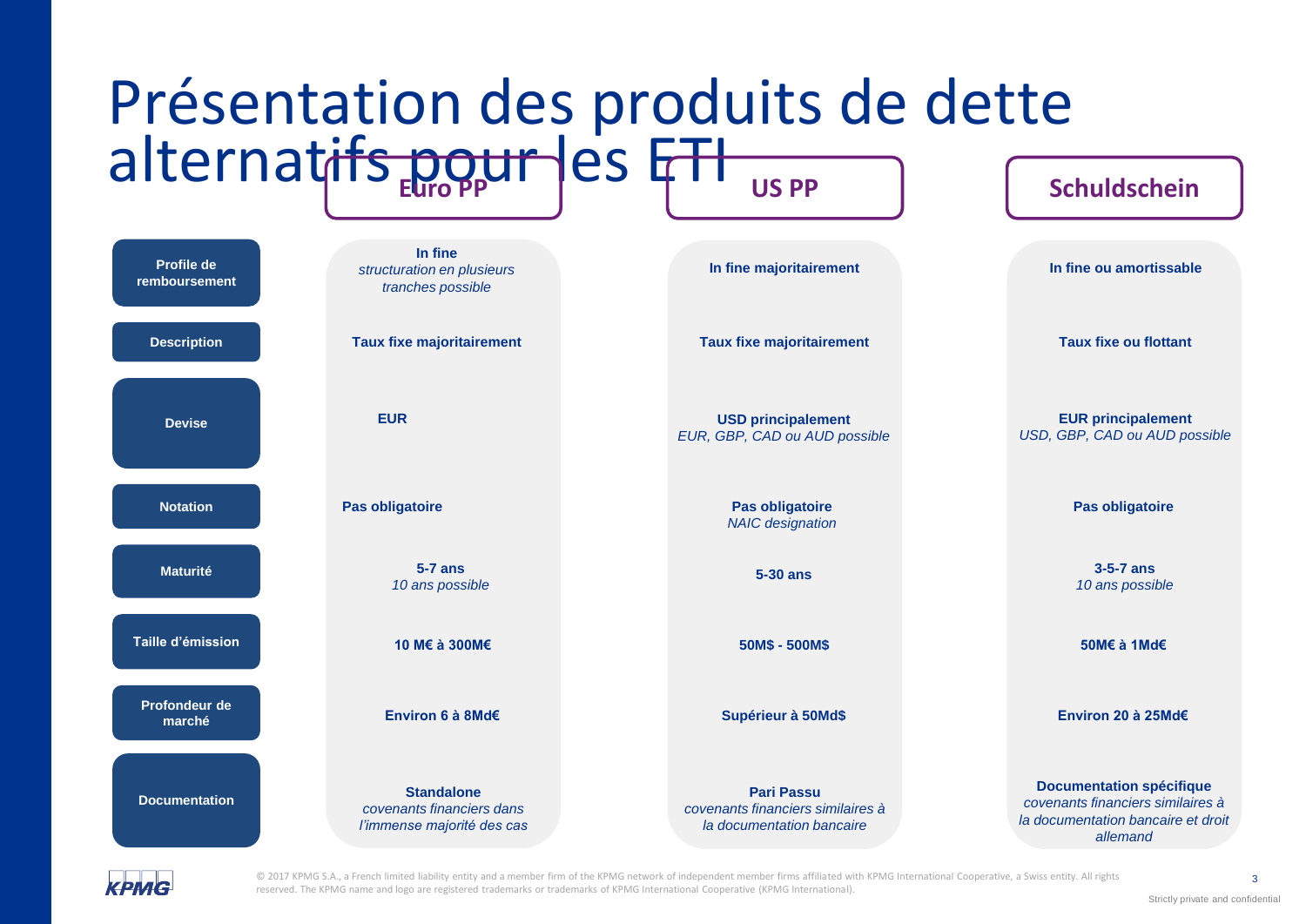# Présentation des produits de dette alternatifs pour les ETI

| | Euro PP | US PP | Schuldschein |
|---|---|---|---|
| **Profile de remboursement** | **In fine**<br>*structuration en plusieurs tranches possible* | **In fine majoritairement** | **In fine ou amortissable** |
| **Description** | **Taux fixe majoritairement** | **Taux fixe majoritairement** | **Taux fixe ou flottant** |
| **Devise** | **EUR** | **USD principalement**<br>*EUR, GBP, CAD ou AUD possible* | **EUR principalement**<br>*USD, GBP, CAD ou AUD possible* |
| **Notation** | **Pas obligatoire** | **Pas obligatoire**<br>*NAIC designation* | **Pas obligatoire** |
| **Maturité** | **5-7 ans**<br>*10 ans possible* | **5-30 ans** | **3-5-7 ans**<br>*10 ans possible* |
| **Taille d'émission** | **10 M€ à 300M€** | **50M$ - 500M$** | **50M€ à 1Md€** |
| **Profondeur de marché** | **Environ 6 à 8Md€** | **Supérieur à 50Md$** | **Environ 20 à 25Md€** |
| **Documentation** | **Standalone**<br>*covenants financiers dans l'immense majorité des cas* | **Pari Passu**<br>*covenants financiers similaires à la documentation bancaire* | **Documentation spécifique**<br>*covenants financiers similaires à la documentation bancaire et droit allemand* |

© 2017 KPMG S.A., a French limited liability entity and a member firm of the KPMG network of independent member firms affiliated with KPMG International Cooperative, a Swiss entity. All rights reserved. The KPMG name and logo are registered trademarks or trademarks of KPMG International Cooperative (KPMG International).

Strictly private and confidential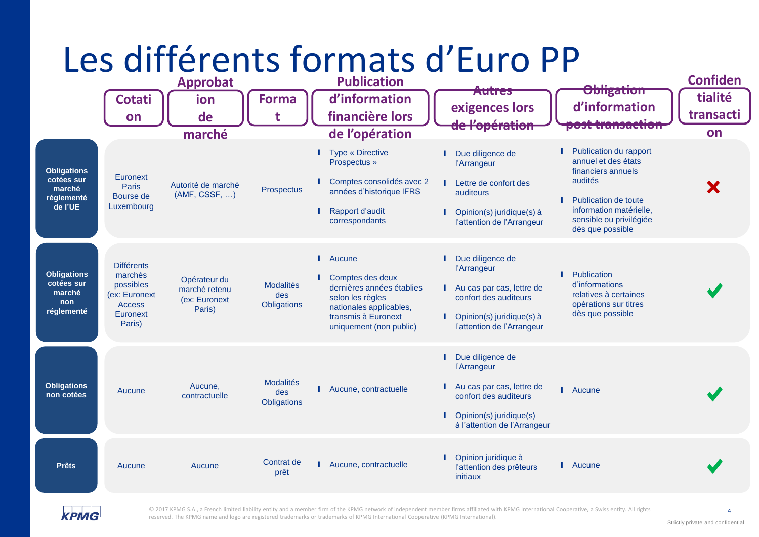# Les différents formats d'Euro PP

| | Cotation | Approbation de marché | Format | Publication d'information financière lors de l'opération | Autres exigences lors de l'opération | Obligation d'information post transaction | Confidentialité transaction |
|---|---|---|---|---|---|---|---|
| **Obligations cotées sur marché réglementé de l'UE** | Euronext Paris Bourse de Luxembourg | Autorité de marché (AMF, CSSF, …) | Prospectus | Type « Directive Prospectus »<br>Comptes consolidés avec 2 années d'historique IFRS<br>Rapport d'audit correspondants | Due diligence de l'Arrangeur<br>Lettre de confort des auditeurs<br>Opinion(s) juridique(s) à l'attention de l'Arrangeur | Publication du rapport annuel et des états financiers annuels audités<br>Publication de toute information matérielle, sensible ou privilégiée dès que possible | ✗ |
| **Obligations cotées sur marché non réglementé** | Différents marchés possibles (ex: Euronext Access Euronext Paris) | Opérateur du marché retenu (ex: Euronext Paris) | Modalités des Obligations | Aucune<br>Comptes des deux dernières années établies selon les règles nationales applicables, transmis à Euronext uniquement (non public) | Due diligence de l'Arrangeur<br>Au cas par cas, lettre de confort des auditeurs<br>Opinion(s) juridique(s) à l'attention de l'Arrangeur | Publication d'informations relatives à certaines opérations sur titres dès que possible | ✓ |
| **Obligations non cotées** | Aucune | Aucune, contractuelle | Modalités des Obligations | Aucune, contractuelle | Due diligence de l'Arrangeur<br>Au cas par cas, lettre de confort des auditeurs<br>Opinion(s) juridique(s) à l'attention de l'Arrangeur | Aucune | ✓ |
| **Prêts** | Aucune | Aucune | Contrat de prêt | Aucune, contractuelle | Opinion juridique à l'attention des prêteurs initiaux | Aucune | ✓ |

© 2017 KPMG S.A., a French limited liability entity and a member firm of the KPMG network of independent member firms affiliated with KPMG International Cooperative, a Swiss entity. All rights reserved. The KPMG name and logo are registered trademarks or trademarks of KPMG International Cooperative (KPMG International).

Strictly private and confidential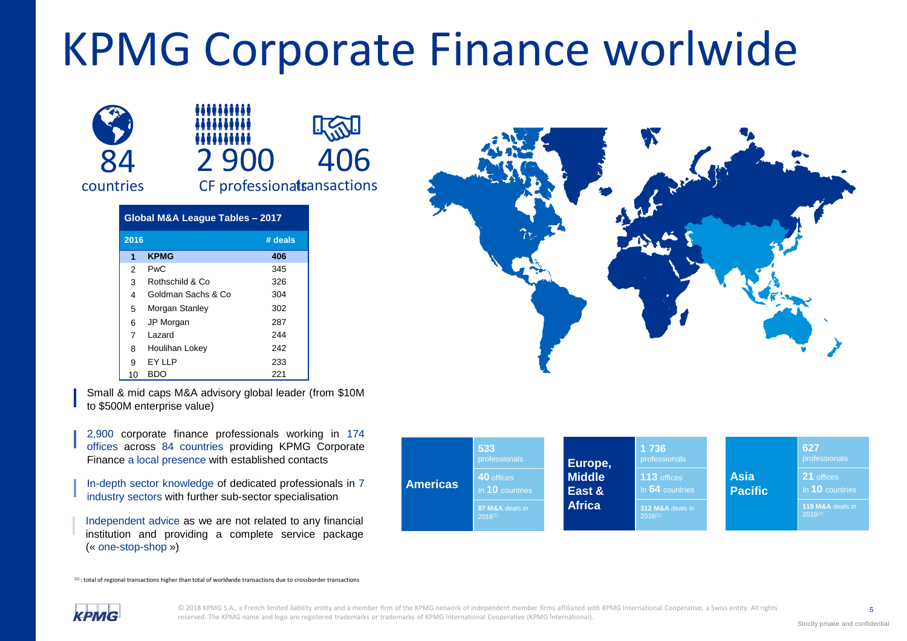# KPMG Corporate Finance worlwide

84 countries

2 900 CF professionals

406 transactions

| Global M&A League Tables – 2017 | | |
|---|---|---|
| 2016 | | # deals |
| 1 | **KPMG** | **406** |
| 2 | PwC | 345 |
| 3 | Rothschild & Co | 326 |
| 4 | Goldman Sachs & Co | 304 |
| 5 | Morgan Stanley | 302 |
| 6 | JP Morgan | 287 |
| 7 | Lazard | 244 |
| 8 | Houlihan Lokey | 242 |
| 9 | EY LLP | 233 |
| 10 | BDO | 221 |

Small & mid caps M&A advisory global leader (from $10M to $500M enterprise value)

2,900 corporate finance professionals working in 174 offices across 84 countries providing KPMG Corporate Finance a local presence with established contacts

In-depth sector knowledge of dedicated professionals in 7 industry sectors with further sub-sector specialisation

Independent advice as we are not related to any financial institution and providing a complete service package (« one-stop-shop »)

| Region | Professionals | Offices | M&A deals |
|---|---|---|---|
| **Americas** | 533 professionals | 40 offices In 10 countries | 87 M&A deals in 2016[1] |
| **Europe, Middle East & Africa** | 1 736 professionals | 113 offices In 64 countries | 312 M&A deals in 2016[1] |
| **Asia Pacific** | 627 professionals | 21 offices In 10 countries | 119 M&A deals in 2016[1] |

[1] : total of regional transactions higher than total of worldwide transactions due to crossborder transactions

© 2018 KPMG S.A., a French limited liability entity and a member firm of the KPMG network of independent member firms affiliated with KPMG International Cooperative, a Swiss entity. All rights reserved. The KPMG name and logo are registered trademarks or trademarks of KPMG International Cooperative (KPMG International).

Strictly private and confidential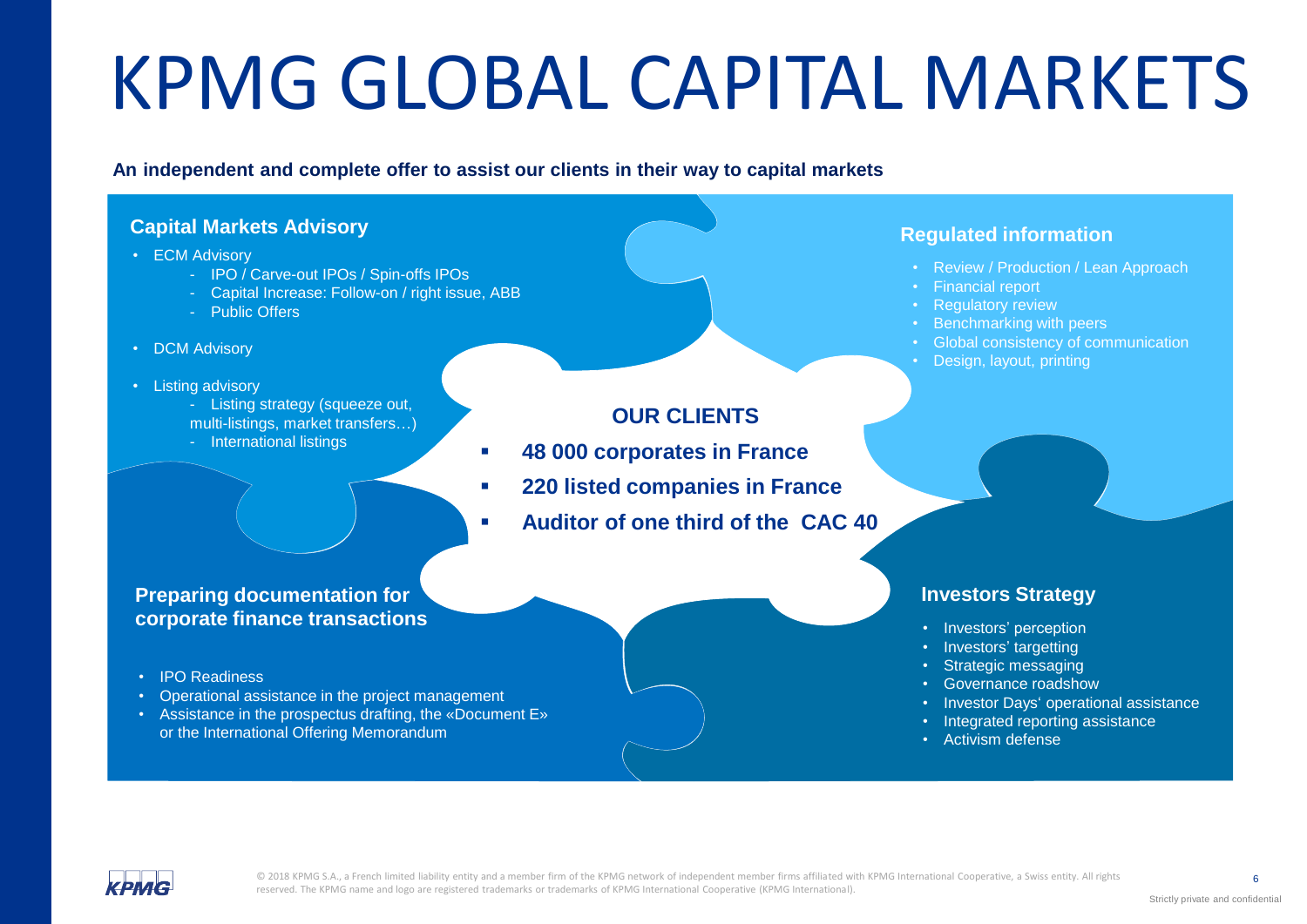# KPMG GLOBAL CAPITAL MARKETS

**An independent and complete offer to assist our clients in their way to capital markets**

## Capital Markets Advisory

- ECM Advisory
  - IPO / Carve-out IPOs / Spin-offs IPOs
  - Capital Increase: Follow-on / right issue, ABB
  - Public Offers
- DCM Advisory
- Listing advisory
  - Listing strategy (squeeze out, multi-listings, market transfers…)
  - International listings

## Regulated information

- Review / Production / Lean Approach
- Financial report
- Regulatory review
- Benchmarking with peers
- Global consistency of communication
- Design, layout, printing

## OUR CLIENTS

- **48 000 corporates in France**
- **220 listed companies in France**
- **Auditor of one third of the CAC 40**

## Preparing documentation for corporate finance transactions

- IPO Readiness
- Operational assistance in the project management
- Assistance in the prospectus drafting, the «Document E» or the International Offering Memorandum

## Investors Strategy

- Investors' perception
- Investors' targetting
- Strategic messaging
- Governance roadshow
- Investor Days' operational assistance
- Integrated reporting assistance
- Activism defense

© 2018 KPMG S.A., a French limited liability entity and a member firm of the KPMG network of independent member firms affiliated with KPMG International Cooperative, a Swiss entity. All rights reserved. The KPMG name and logo are registered trademarks or trademarks of KPMG International Cooperative (KPMG International).

Strictly private and confidential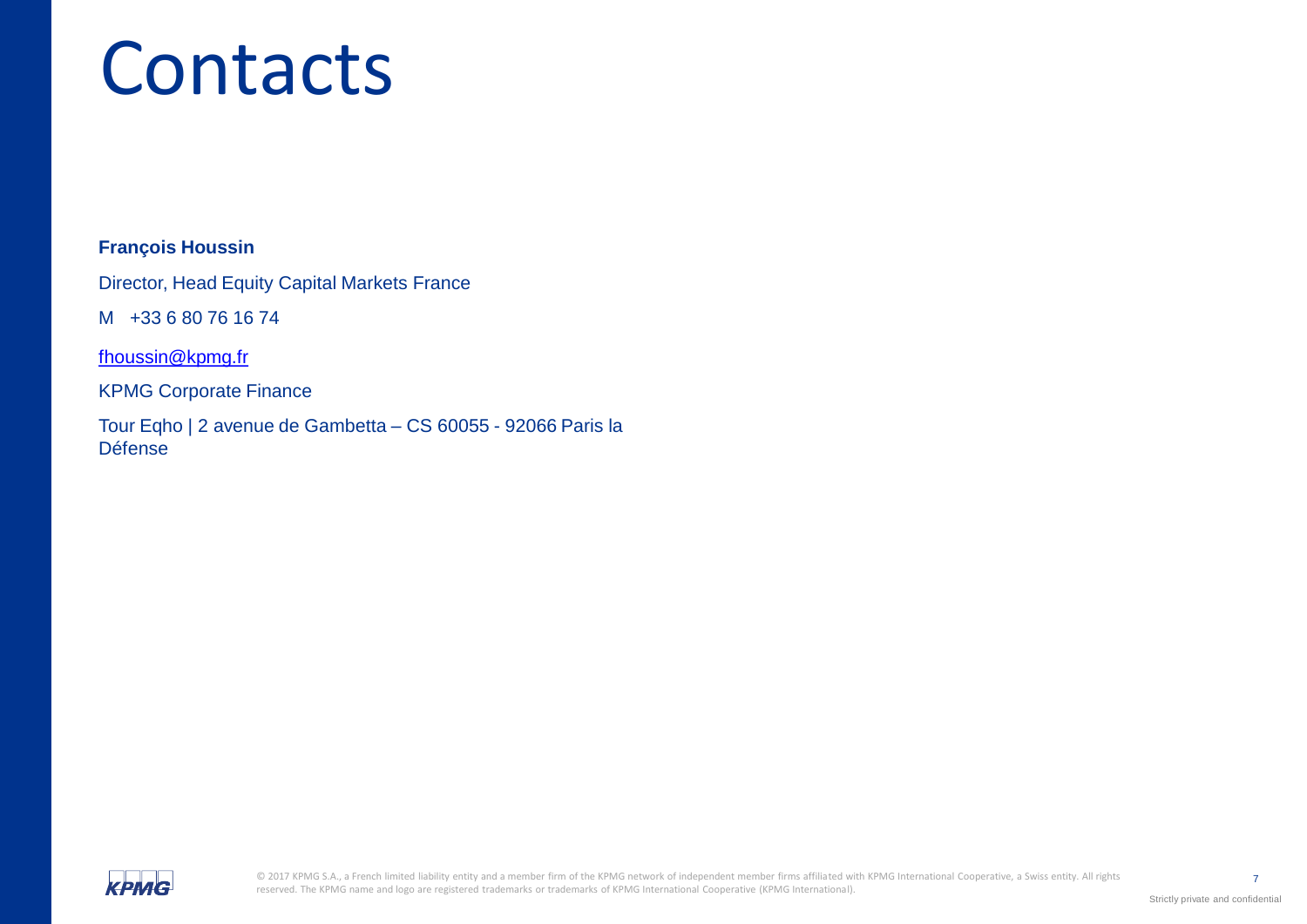# Contacts

**François Houssin**

Director, Head Equity Capital Markets France

M +33 6 80 76 16 74

[fhoussin@kpmg.fr](mailto:fhoussin@kpmg.fr)

KPMG Corporate Finance

Tour Eqho | 2 avenue de Gambetta – CS 60055 - 92066 Paris la Défense

© 2017 KPMG S.A., a French limited liability entity and a member firm of the KPMG network of independent member firms affiliated with KPMG International Cooperative, a Swiss entity. All rights reserved. The KPMG name and logo are registered trademarks or trademarks of KPMG International Cooperative (KPMG International).

Strictly private and confidential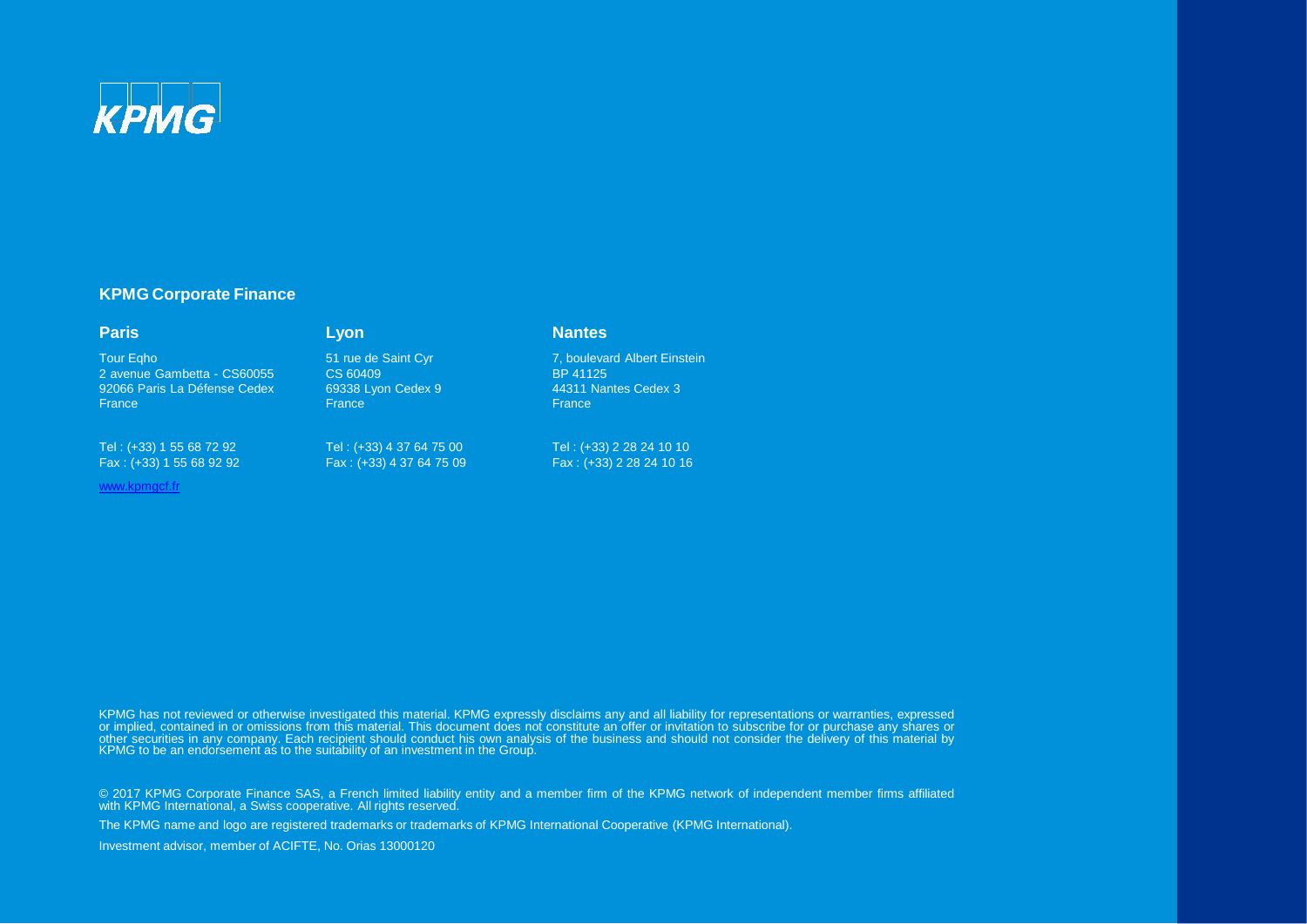KPMG

**KPMG Corporate Finance**

**Paris**

Tour Eqho
2 avenue Gambetta - CS60055
92066 Paris La Défense Cedex
France

Tel : (+33) 1 55 68 72 92
Fax : (+33) 1 55 68 92 92

www.kpmgcf.fr

**Lyon**

51 rue de Saint Cyr
CS 60409
69338 Lyon Cedex 9
France

Tel : (+33) 4 37 64 75 00
Fax : (+33) 4 37 64 75 09

**Nantes**

7, boulevard Albert Einstein
BP 41125
44311 Nantes Cedex 3
France

Tel : (+33) 2 28 24 10 10
Fax : (+33) 2 28 24 10 16

KPMG has not reviewed or otherwise investigated this material. KPMG expressly disclaims any and all liability for representations or warranties, expressed or implied, contained in or omissions from this material. This document does not constitute an offer or invitation to subscribe for or purchase any shares or other securities in any company. Each recipient should conduct his own analysis of the business and should not consider the delivery of this material by KPMG to be an endorsement as to the suitability of an investment in the Group.

© 2017 KPMG Corporate Finance SAS, a French limited liability entity and a member firm of the KPMG network of independent member firms affiliated with KPMG International, a Swiss cooperative. All rights reserved.

The KPMG name and logo are registered trademarks or trademarks of KPMG International Cooperative (KPMG International).

Investment advisor, member of ACIFTE, No. Orias 13000120